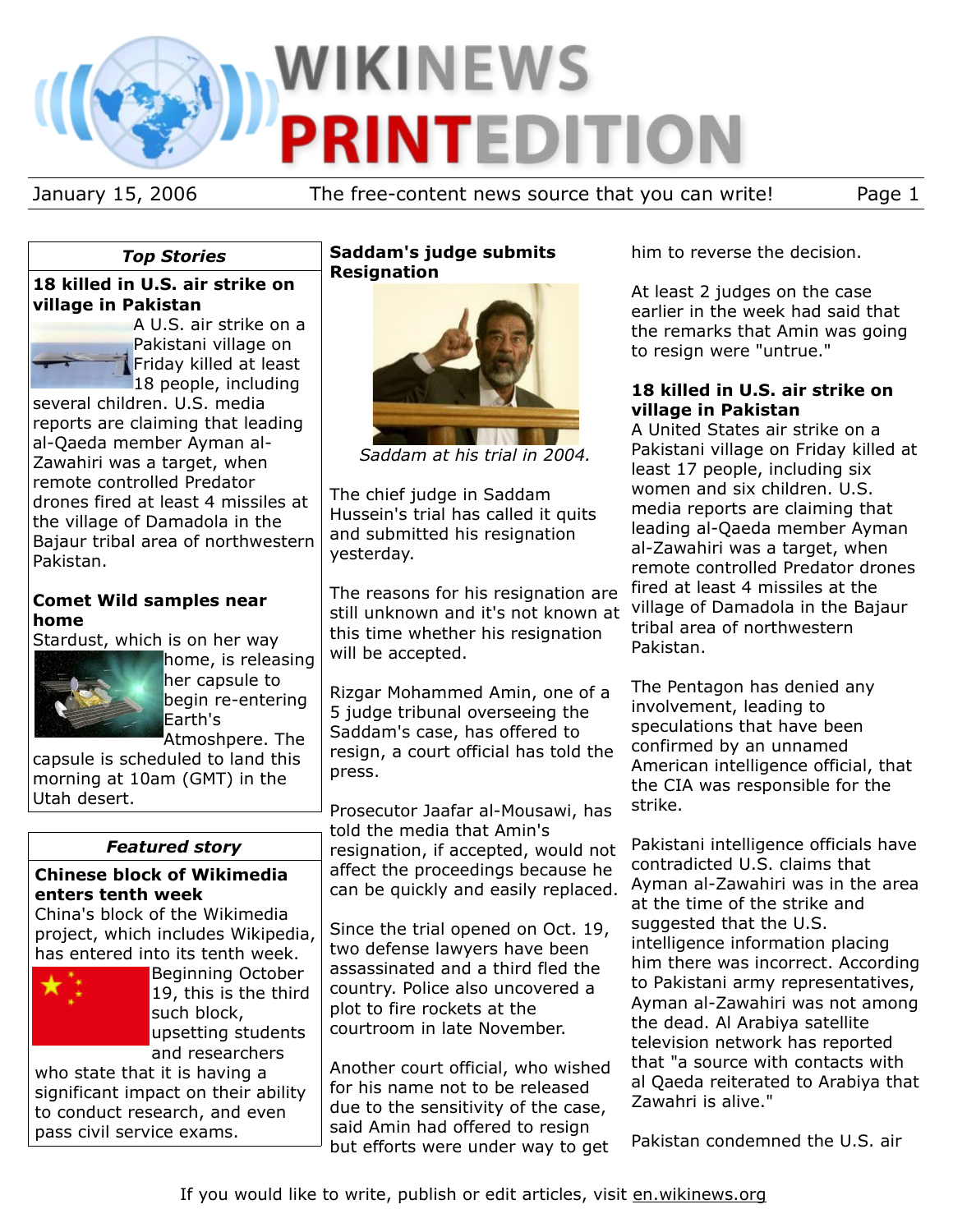# WIKINEWS PRINTEDITION

January 15, 2006 — The free-content news source that you can write!

## Top Stories

### 18 killed in U.S. air strike on village in Pakistan

A U.S. air strike on a Pakistani village on Friday killed at least 18 people, including several children. U.S. media reports are claiming that leading al-Qaeda member Ayman al-Zawahiri was a target, when remote controlled Predator drones fired at least 4 missiles at the village of Damadola in the Bajaur tribal area of northwestern Pakistan.

### Comet Wild samples near home

Stardust, which is on her way home, is releasing her capsule to begin re-entering Earth's Atmoshpere. The capsule is scheduled to land this morning at 10am (GMT) in the Utah desert.

## Featured story

### Chinese block of Wikimedia enters tenth week

China's block of the Wikimedia project, which includes Wikipedia, has entered into its tenth week. Beginning October 19, this is the third such block, upsetting students and researchers who state that it is having a significant impact on their ability to conduct research, and even pass civil service exams.

## Saddam's judge submits Resignation

*Saddam at his trial in 2004.*

The chief judge in Saddam Hussein's trial has called it quits and submitted his resignation yesterday.

The reasons for his resignation are still unknown and it's not known at this time whether his resignation will be accepted.

Rizgar Mohammed Amin, one of a 5 judge tribunal overseeing the Saddam's case, has offered to resign, a court official has told the press.

Prosecutor Jaafar al-Mousawi, has told the media that Amin's resignation, if accepted, would not affect the proceedings because he can be quickly and easily replaced.

Since the trial opened on Oct. 19, two defense lawyers have been assassinated and a third fled the country. Police also uncovered a plot to fire rockets at the courtroom in late November.

Another court official, who wished for his name not to be released due to the sensitivity of the case, said Amin had offered to resign but efforts were under way to get him to reverse the decision.

At least 2 judges on the case earlier in the week had said that the remarks that Amin was going to resign were "untrue."

## 18 killed in U.S. air strike on village in Pakistan

A United States air strike on a Pakistani village on Friday killed at least 17 people, including six women and six children. U.S. media reports are claiming that leading al-Qaeda member Ayman al-Zawahiri was a target, when remote controlled Predator drones fired at least 4 missiles at the village of Damadola in the Bajaur tribal area of northwestern Pakistan.

The Pentagon has denied any involvement, leading to speculations that have been confirmed by an unnamed American intelligence official, that the CIA was responsible for the strike.

Pakistani intelligence officials have contradicted U.S. claims that Ayman al-Zawahiri was in the area at the time of the strike and suggested that the U.S. intelligence information placing him there was incorrect. According to Pakistani army representatives, Ayman al-Zawahiri was not among the dead. Al Arabiya satellite television network has reported that "a source with contacts with al Qaeda reiterated to Arabiya that Zawahri is alive."

Pakistan condemned the U.S. air

If you would like to write, publish or edit articles, visit en.wikinews.org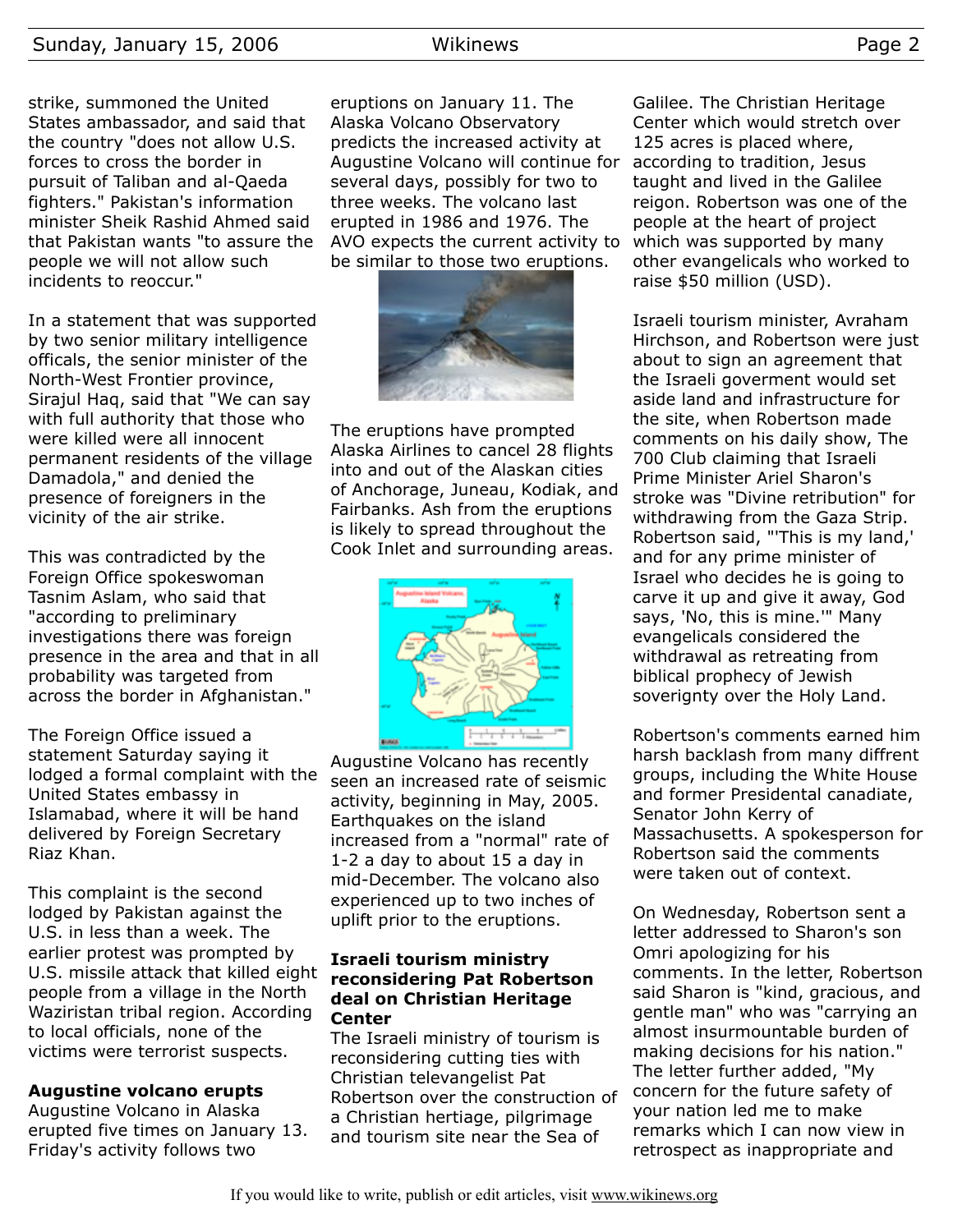strike, summoned the United States ambassador, and said that the country "does not allow U.S. forces to cross the border in pursuit of Taliban and al-Qaeda fighters." Pakistan's information minister Sheik Rashid Ahmed said that Pakistan wants "to assure the people we will not allow such incidents to reoccur."

In a statement that was supported by two senior military intelligence officals, the senior minister of the North-West Frontier province, Sirajul Haq, said that "We can say with full authority that those who were killed were all innocent permanent residents of the village Damadola," and denied the presence of foreigners in the vicinity of the air strike.

This was contradicted by the Foreign Office spokeswoman Tasnim Aslam, who said that "according to preliminary investigations there was foreign presence in the area and that in all probability was targeted from across the border in Afghanistan."

The Foreign Office issued a statement Saturday saying it lodged a formal complaint with the United States embassy in Islamabad, where it will be hand delivered by Foreign Secretary Riaz Khan.

This complaint is the second lodged by Pakistan against the U.S. in less than a week. The earlier protest was prompted by U.S. missile attack that killed eight people from a village in the North Waziristan tribal region. According to local officials, none of the victims were terrorist suspects.

## Augustine volcano erupts

Augustine Volcano in Alaska erupted five times on January 13. Friday's activity follows two eruptions on January 11. The Alaska Volcano Observatory predicts the increased activity at Augustine Volcano will continue for several days, possibly for two to three weeks. The volcano last erupted in 1986 and 1976. The AVO expects the current activity to be similar to those two eruptions.

The eruptions have prompted Alaska Airlines to cancel 28 flights into and out of the Alaskan cities of Anchorage, Juneau, Kodiak, and Fairbanks. Ash from the eruptions is likely to spread throughout the Cook Inlet and surrounding areas.

Augustine Volcano has recently seen an increased rate of seismic activity, beginning in May, 2005. Earthquakes on the island increased from a "normal" rate of 1-2 a day to about 15 a day in mid-December. The volcano also experienced up to two inches of uplift prior to the eruptions.

## Israeli tourism ministry reconsidering Pat Robertson deal on Christian Heritage Center

The Israeli ministry of tourism is reconsidering cutting ties with Christian televangelist Pat Robertson over the construction of a Christian hertiage, pilgrimage and tourism site near the Sea of Galilee. The Christian Heritage Center which would stretch over 125 acres is placed where, according to tradition, Jesus taught and lived in the Galilee reigon. Robertson was one of the people at the heart of project which was supported by many other evangelicals who worked to raise $50 million (USD).

Israeli tourism minister, Avraham Hirchson, and Robertson were just about to sign an agreement that the Israeli goverment would set aside land and infrastructure for the site, when Robertson made comments on his daily show, The 700 Club claiming that Israeli Prime Minister Ariel Sharon's stroke was "Divine retribution" for withdrawing from the Gaza Strip. Robertson said, "'This is my land,' and for any prime minister of Israel who decides he is going to carve it up and give it away, God says, 'No, this is mine.'" Many evangelicals considered the withdrawal as retreating from biblical prophecy of Jewish soverignty over the Holy Land.

Robertson's comments earned him harsh backlash from many diffrent groups, including the White House and former Presidental canadiate, Senator John Kerry of Massachusetts. A spokesperson for Robertson said the comments were taken out of context.

On Wednesday, Robertson sent a letter addressed to Sharon's son Omri apologizing for his comments. In the letter, Robertson said Sharon is "kind, gracious, and gentle man" who was "carrying an almost insurmountable burden of making decisions for his nation." The letter further added, "My concern for the future safety of your nation led me to make remarks which I can now view in retrospect as inappropriate and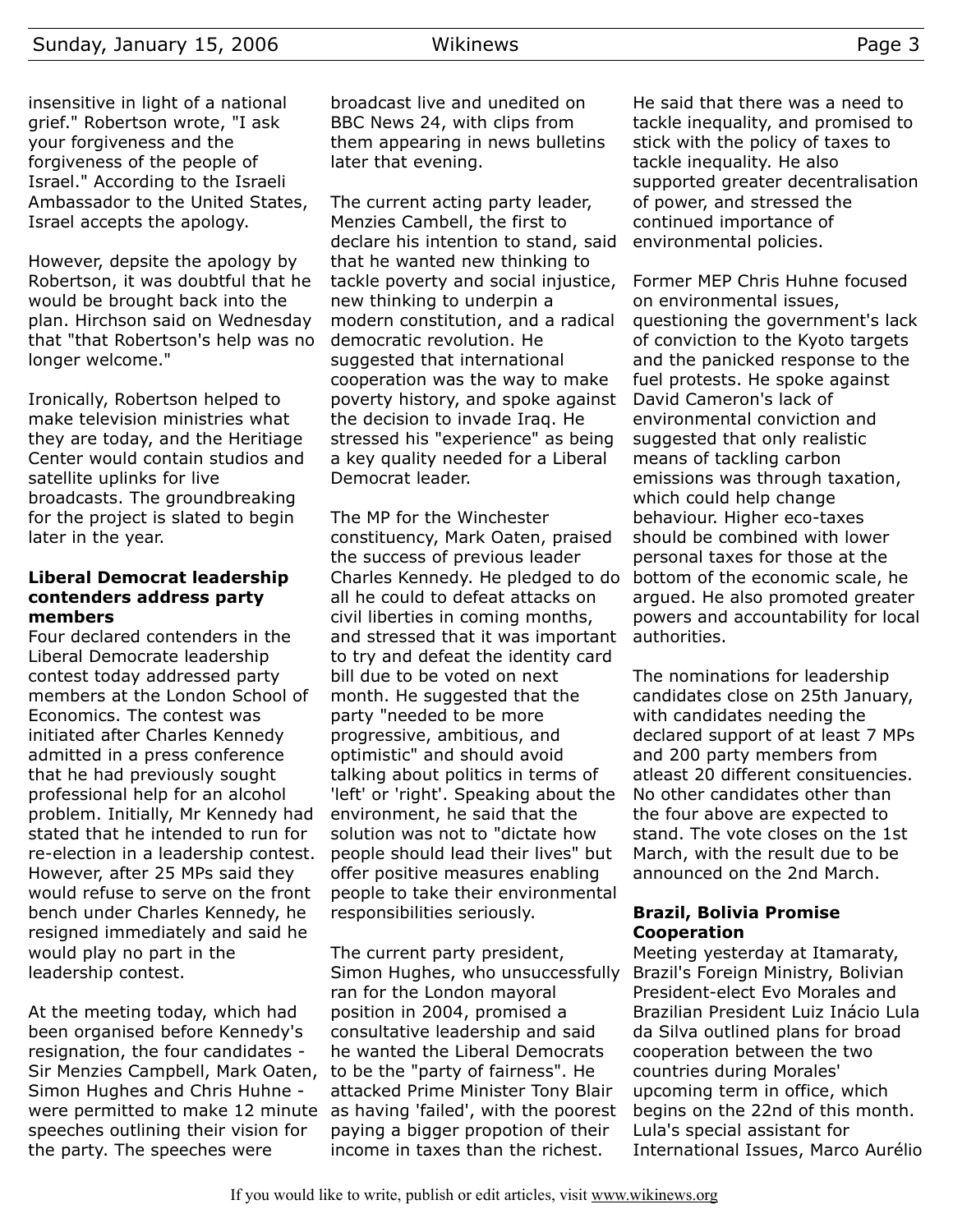insensitive in light of a national grief." Robertson wrote, "I ask your forgiveness and the forgiveness of the people of Israel." According to the Israeli Ambassador to the United States, Israel accepts the apology.

However, depsite the apology by Robertson, it was doubtful that he would be brought back into the plan. Hirchson said on Wednesday that "that Robertson's help was no longer welcome."

Ironically, Robertson helped to make television ministries what they are today, and the Heritiage Center would contain studios and satellite uplinks for live broadcasts. The groundbreaking for the project is slated to begin later in the year.

### Liberal Democrat leadership contenders address party members

Four declared contenders in the Liberal Democrate leadership contest today addressed party members at the London School of Economics. The contest was initiated after Charles Kennedy admitted in a press conference that he had previously sought professional help for an alcohol problem. Initially, Mr Kennedy had stated that he intended to run for re-election in a leadership contest. However, after 25 MPs said they would refuse to serve on the front bench under Charles Kennedy, he resigned immediately and said he would play no part in the leadership contest.

At the meeting today, which had been organised before Kennedy's resignation, the four candidates - Sir Menzies Campbell, Mark Oaten, Simon Hughes and Chris Huhne - were permitted to make 12 minute speeches outlining their vision for the party. The speeches were broadcast live and unedited on BBC News 24, with clips from them appearing in news bulletins later that evening.

The current acting party leader, Menzies Cambell, the first to declare his intention to stand, said that he wanted new thinking to tackle poverty and social injustice, new thinking to underpin a modern constitution, and a radical democratic revolution. He suggested that international cooperation was the way to make poverty history, and spoke against the decision to invade Iraq. He stressed his "experience" as being a key quality needed for a Liberal Democrat leader.

The MP for the Winchester constituency, Mark Oaten, praised the success of previous leader Charles Kennedy. He pledged to do all he could to defeat attacks on civil liberties in coming months, and stressed that it was important to try and defeat the identity card bill due to be voted on next month. He suggested that the party "needed to be more progressive, ambitious, and optimistic" and should avoid talking about politics in terms of 'left' or 'right'. Speaking about the environment, he said that the solution was not to "dictate how people should lead their lives" but offer positive measures enabling people to take their environmental responsibilities seriously.

The current party president, Simon Hughes, who unsuccessfully ran for the London mayoral position in 2004, promised a consultative leadership and said he wanted the Liberal Democrats to be the "party of fairness". He attacked Prime Minister Tony Blair as having 'failed', with the poorest paying a bigger propotion of their income in taxes than the richest. He said that there was a need to tackle inequality, and promised to stick with the policy of taxes to tackle inequality. He also supported greater decentralisation of power, and stressed the continued importance of environmental policies.

Former MEP Chris Huhne focused on environmental issues, questioning the government's lack of conviction to the Kyoto targets and the panicked response to the fuel protests. He spoke against David Cameron's lack of environmental conviction and suggested that only realistic means of tackling carbon emissions was through taxation, which could help change behaviour. Higher eco-taxes should be combined with lower personal taxes for those at the bottom of the economic scale, he argued. He also promoted greater powers and accountability for local authorities.

The nominations for leadership candidates close on 25th January, with candidates needing the declared support of at least 7 MPs and 200 party members from atleast 20 different consituencies. No other candidates other than the four above are expected to stand. The vote closes on the 1st March, with the result due to be announced on the 2nd March.

### Brazil, Bolivia Promise Cooperation

Meeting yesterday at Itamaraty, Brazil's Foreign Ministry, Bolivian President-elect Evo Morales and Brazilian President Luiz Inácio Lula da Silva outlined plans for broad cooperation between the two countries during Morales' upcoming term in office, which begins on the 22nd of this month. Lula's special assistant for International Issues, Marco Aurélio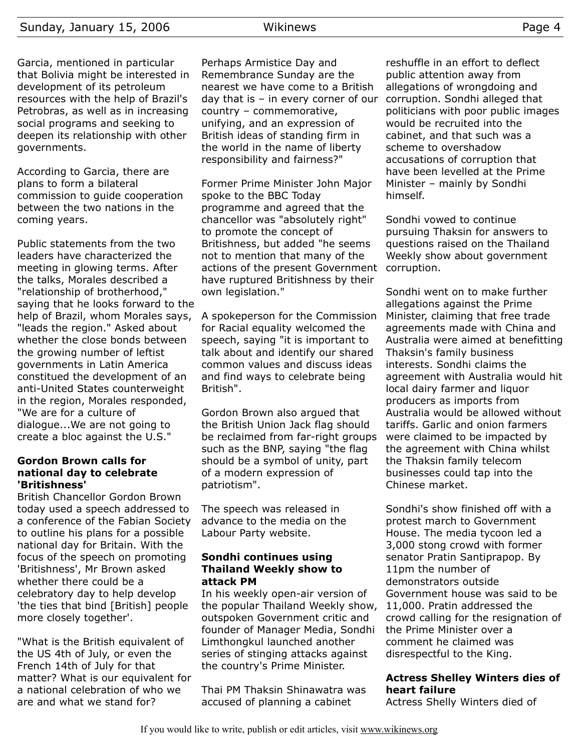Garcia, mentioned in particular that Bolivia might be interested in development of its petroleum resources with the help of Brazil's Petrobras, as well as in increasing social programs and seeking to deepen its relationship with other governments.

According to Garcia, there are plans to form a bilateral commission to guide cooperation between the two nations in the coming years.

Public statements from the two leaders have characterized the meeting in glowing terms. After the talks, Morales described a "relationship of brotherhood," saying that he looks forward to the help of Brazil, whom Morales says, "leads the region." Asked about whether the close bonds between the growing number of leftist governments in Latin America constitued the development of an anti-United States counterweight in the region, Morales responded, "We are for a culture of dialogue...We are not going to create a bloc against the U.S."

### Gordon Brown calls for national day to celebrate 'Britishness'

British Chancellor Gordon Brown today used a speech addressed to a conference of the Fabian Society to outline his plans for a possible national day for Britain. With the focus of the speech on promoting 'Britishness', Mr Brown asked whether there could be a celebratory day to help develop 'the ties that bind [British] people more closely together'.

"What is the British equivalent of the US 4th of July, or even the French 14th of July for that matter? What is our equivalent for a national celebration of who we are and what we stand for? Perhaps Armistice Day and Remembrance Sunday are the nearest we have come to a British day that is – in every corner of our country – commemorative, unifying, and an expression of British ideas of standing firm in the world in the name of liberty responsibility and fairness?"

Former Prime Minister John Major spoke to the BBC Today programme and agreed that the chancellor was "absolutely right" to promote the concept of Britishness, but added "he seems not to mention that many of the actions of the present Government have ruptured Britishness by their own legislation."

A spokeperson for the Commission for Racial equality welcomed the speech, saying "it is important to talk about and identify our shared common values and discuss ideas and find ways to celebrate being British".

Gordon Brown also argued that the British Union Jack flag should be reclaimed from far-right groups such as the BNP, saying "the flag should be a symbol of unity, part of a modern expression of patriotism".

The speech was released in advance to the media on the Labour Party website.

### Sondhi continues using Thailand Weekly show to attack PM

In his weekly open-air version of the popular Thailand Weekly show, outspoken Government critic and founder of Manager Media, Sondhi Limthongkul launched another series of stinging attacks against the country's Prime Minister.

Thai PM Thaksin Shinawatra was accused of planning a cabinet reshuffle in an effort to deflect public attention away from allegations of wrongdoing and corruption. Sondhi alleged that politicians with poor public images would be recruited into the cabinet, and that such was a scheme to overshadow accusations of corruption that have been levelled at the Prime Minister – mainly by Sondhi himself.

Sondhi vowed to continue pursuing Thaksin for answers to questions raised on the Thailand Weekly show about government corruption.

Sondhi went on to make further allegations against the Prime Minister, claiming that free trade agreements made with China and Australia were aimed at benefitting Thaksin's family business interests. Sondhi claims the agreement with Australia would hit local dairy farmer and liquor producers as imports from Australia would be allowed without tariffs. Garlic and onion farmers were claimed to be impacted by the agreement with China whilst the Thaksin family telecom businesses could tap into the Chinese market.

Sondhi's show finished off with a protest march to Government House. The media tycoon led a 3,000 stong crowd with former senator Pratin Santiprapop. By 11pm the number of demonstrators outside Government house was said to be 11,000. Pratin addressed the crowd calling for the resignation of the Prime Minister over a comment he claimed was disrespectful to the King.

### Actress Shelley Winters dies of heart failure

Actress Shelly Winters died of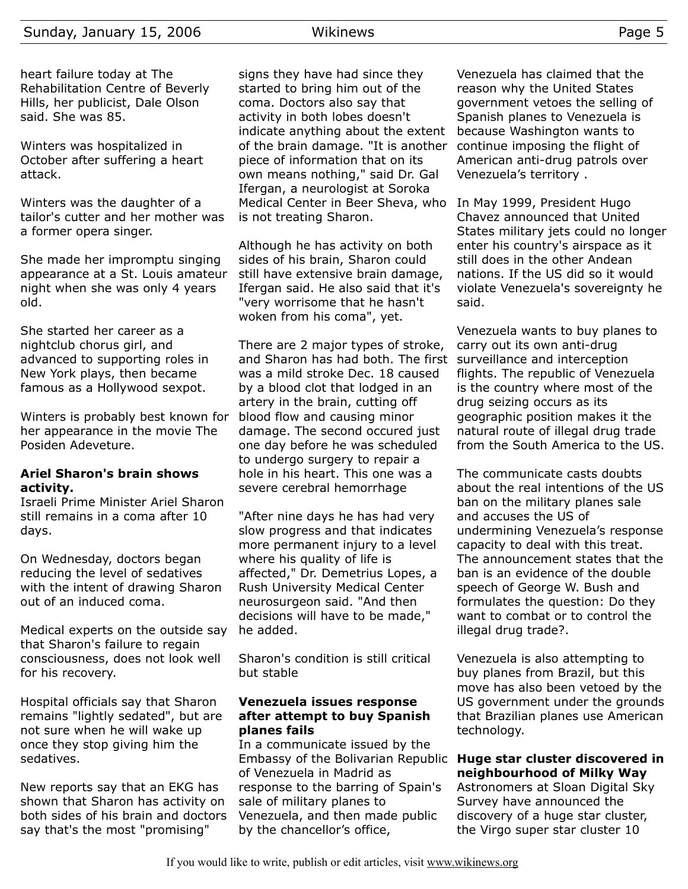heart failure today at The Rehabilitation Centre of Beverly Hills, her publicist, Dale Olson said. She was 85.

Winters was hospitalized in October after suffering a heart attack.

Winters was the daughter of a tailor's cutter and her mother was a former opera singer.

She made her impromptu singing appearance at a St. Louis amateur night when she was only 4 years old.

She started her career as a nightclub chorus girl, and advanced to supporting roles in New York plays, then became famous as a Hollywood sexpot.

Winters is probably best known for her appearance in the movie The Posiden Adeveture.

**Ariel Sharon's brain shows activity.**

Israeli Prime Minister Ariel Sharon still remains in a coma after 10 days.

On Wednesday, doctors began reducing the level of sedatives with the intent of drawing Sharon out of an induced coma.

Medical experts on the outside say that Sharon's failure to regain consciousness, does not look well for his recovery.

Hospital officials say that Sharon remains "lightly sedated", but are not sure when he will wake up once they stop giving him the sedatives.

New reports say that an EKG has shown that Sharon has activity on both sides of his brain and doctors say that's the most "promising" signs they have had since they started to bring him out of the coma. Doctors also say that activity in both lobes doesn't indicate anything about the extent of the brain damage. "It is another piece of information that on its own means nothing," said Dr. Gal Ifergan, a neurologist at Soroka Medical Center in Beer Sheva, who is not treating Sharon.

Although he has activity on both sides of his brain, Sharon could still have extensive brain damage, Ifergan said. He also said that it's "very worrisome that he hasn't woken from his coma", yet.

There are 2 major types of stroke, and Sharon has had both. The first was a mild stroke Dec. 18 caused by a blood clot that lodged in an artery in the brain, cutting off blood flow and causing minor damage. The second occured just one day before he was scheduled to undergo surgery to repair a hole in his heart. This one was a severe cerebral hemorrhage

"After nine days he has had very slow progress and that indicates more permanent injury to a level where his quality of life is affected," Dr. Demetrius Lopes, a Rush University Medical Center neurosurgeon said. "And then decisions will have to be made," he added.

Sharon's condition is still critical but stable

**Venezuela issues response after attempt to buy Spanish planes fails**

In a communicate issued by the Embassy of the Bolivarian Republic of Venezuela in Madrid as response to the barring of Spain's sale of military planes to Venezuela, and then made public by the chancellor's office, Venezuela has claimed that the reason why the United States government vetoes the selling of Spanish planes to Venezuela is because Washington wants to continue imposing the flight of American anti-drug patrols over Venezuela's territory .

In May 1999, President Hugo Chavez announced that United States military jets could no longer enter his country's airspace as it still does in the other Andean nations. If the US did so it would violate Venezuela's sovereignty he said.

Venezuela wants to buy planes to carry out its own anti-drug surveillance and interception flights. The republic of Venezuela is the country where most of the drug seizing occurs as its geographic position makes it the natural route of illegal drug trade from the South America to the US.

The communicate casts doubts about the real intentions of the US ban on the military planes sale and accuses the US of undermining Venezuela's response capacity to deal with this treat. The announcement states that the ban is an evidence of the double speech of George W. Bush and formulates the question: Do they want to combat or to control the illegal drug trade?.

Venezuela is also attempting to buy planes from Brazil, but this move has also been vetoed by the US government under the grounds that Brazilian planes use American technology.

**Huge star cluster discovered in neighbourhood of Milky Way**

Astronomers at Sloan Digital Sky Survey have announced the discovery of a huge star cluster, the Virgo super star cluster 10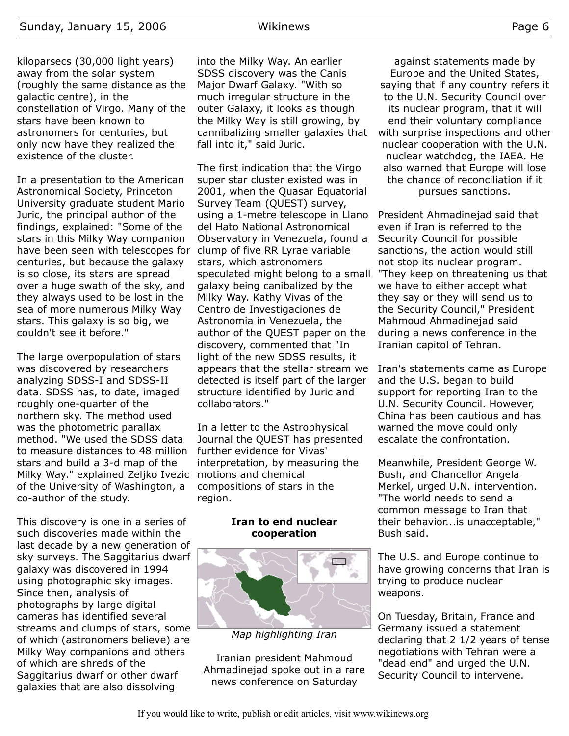kiloparsecs (30,000 light years) away from the solar system (roughly the same distance as the galactic centre), in the constellation of Virgo. Many of the stars have been known to astronomers for centuries, but only now have they realized the existence of the cluster.

In a presentation to the American Astronomical Society, Princeton University graduate student Mario Juric, the principal author of the findings, explained: "Some of the stars in this Milky Way companion have been seen with telescopes for centuries, but because the galaxy is so close, its stars are spread over a huge swath of the sky, and they always used to be lost in the sea of more numerous Milky Way stars. This galaxy is so big, we couldn't see it before."

The large overpopulation of stars was discovered by researchers analyzing SDSS-I and SDSS-II data. SDSS has, to date, imaged roughly one-quarter of the northern sky. The method used was the photometric parallax method. "We used the SDSS data to measure distances to 48 million stars and build a 3-d map of the Milky Way." explained Zeljko Ivezic of the University of Washington, a co-author of the study.

This discovery is one in a series of such discoveries made within the last decade by a new generation of sky surveys. The Saggitarius dwarf galaxy was discovered in 1994 using photographic sky images. Since then, analysis of photographs by large digital cameras has identified several streams and clumps of stars, some of which (astronomers believe) are Milky Way companions and others of which are shreds of the Saggitarius dwarf or other dwarf galaxies that are also dissolving into the Milky Way. An earlier SDSS discovery was the Canis Major Dwarf Galaxy. "With so much irregular structure in the outer Galaxy, it looks as though the Milky Way is still growing, by cannibalizing smaller galaxies that fall into it," said Juric.

The first indication that the Virgo super star cluster existed was in 2001, when the Quasar Equatorial Survey Team (QUEST) survey, using a 1-metre telescope in Llano del Hato National Astronomical Observatory in Venezuela, found a clump of five RR Lyrae variable stars, which astronomers speculated might belong to a small galaxy being canibalized by the Milky Way. Kathy Vivas of the Centro de Investigaciones de Astronomia in Venezuela, the author of the QUEST paper on the discovery, commented that "In light of the new SDSS results, it appears that the stellar stream we detected is itself part of the larger structure identified by Juric and collaborators."

In a letter to the Astrophysical Journal the QUEST has presented further evidence for Vivas' interpretation, by measuring the motions and chemical compositions of stars in the region.

## Iran to end nuclear cooperation

*Map highlighting Iran*

Iranian president Mahmoud Ahmadinejad spoke out in a rare news conference on Saturday against statements made by Europe and the United States, saying that if any country refers it to the U.N. Security Council over its nuclear program, that it will end their voluntary compliance with surprise inspections and other nuclear cooperation with the U.N. nuclear watchdog, the IAEA. He also warned that Europe will lose the chance of reconciliation if it pursues sanctions.

President Ahmadinejad said that even if Iran is referred to the Security Council for possible sanctions, the action would still not stop its nuclear program. "They keep on threatening us that we have to either accept what they say or they will send us to the Security Council," President Mahmoud Ahmadinejad said during a news conference in the Iranian capitol of Tehran.

Iran's statements came as Europe and the U.S. began to build support for reporting Iran to the U.N. Security Council. However, China has been cautious and has warned the move could only escalate the confrontation.

Meanwhile, President George W. Bush, and Chancellor Angela Merkel, urged U.N. intervention. "The world needs to send a common message to Iran that their behavior...is unacceptable," Bush said.

The U.S. and Europe continue to have growing concerns that Iran is trying to produce nuclear weapons.

On Tuesday, Britain, France and Germany issued a statement declaring that 2 1/2 years of tense negotiations with Tehran were a "dead end" and urged the U.N. Security Council to intervene.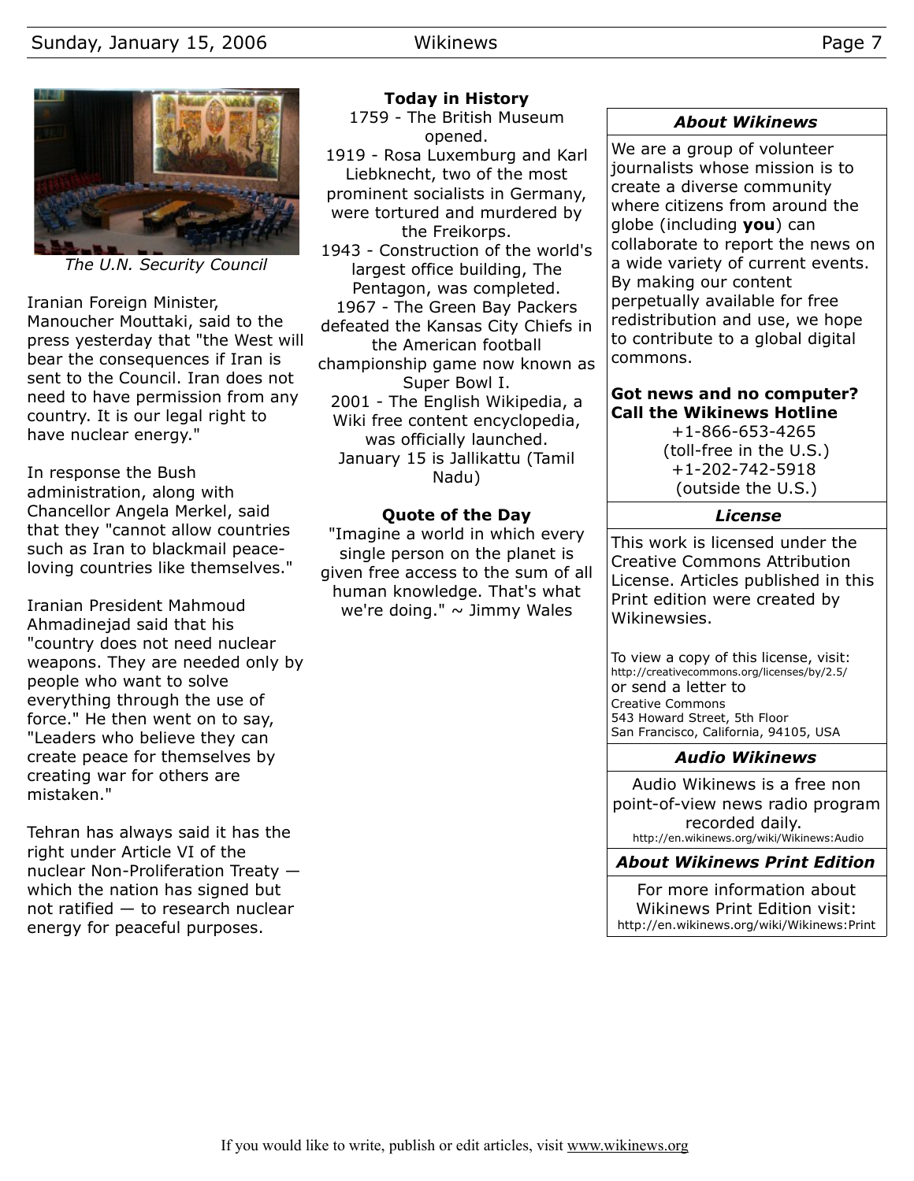*The U.N. Security Council*

Iranian Foreign Minister, Manoucher Mouttaki, said to the press yesterday that "the West will bear the consequences if Iran is sent to the Council. Iran does not need to have permission from any country. It is our legal right to have nuclear energy."

In response the Bush administration, along with Chancellor Angela Merkel, said that they "cannot allow countries such as Iran to blackmail peace-loving countries like themselves."

Iranian President Mahmoud Ahmadinejad said that his "country does not need nuclear weapons. They are needed only by people who want to solve everything through the use of force." He then went on to say, "Leaders who believe they can create peace for themselves by creating war for others are mistaken."

Tehran has always said it has the right under Article VI of the nuclear Non-Proliferation Treaty — which the nation has signed but not ratified — to research nuclear energy for peaceful purposes.

**Today in History**

1759 - The British Museum opened.
1919 - Rosa Luxemburg and Karl Liebknecht, two of the most prominent socialists in Germany, were tortured and murdered by the Freikorps.
1943 - Construction of the world's largest office building, The Pentagon, was completed.
1967 - The Green Bay Packers defeated the Kansas City Chiefs in the American football championship game now known as Super Bowl I.
2001 - The English Wikipedia, a Wiki free content encyclopedia, was officially launched.
January 15 is Jallikattu (Tamil Nadu)

**Quote of the Day**

"Imagine a world in which every single person on the planet is given free access to the sum of all human knowledge. That's what we're doing." ~ Jimmy Wales

***About Wikinews***

We are a group of volunteer journalists whose mission is to create a diverse community where citizens from around the globe (including **you**) can collaborate to report the news on a wide variety of current events. By making our content perpetually available for free redistribution and use, we hope to contribute to a global digital commons.

**Got news and no computer? Call the Wikinews Hotline**
+1-866-653-4265
(toll-free in the U.S.)
+1-202-742-5918
(outside the U.S.)

***License***

This work is licensed under the Creative Commons Attribution License. Articles published in this Print edition were created by Wikinewsies.

To view a copy of this license, visit:
http://creativecommons.org/licenses/by/2.5/
or send a letter to
Creative Commons
543 Howard Street, 5th Floor
San Francisco, California, 94105, USA

***Audio Wikinews***

Audio Wikinews is a free non point-of-view news radio program recorded daily.
http://en.wikinews.org/wiki/Wikinews:Audio

***About Wikinews Print Edition***

For more information about Wikinews Print Edition visit:
http://en.wikinews.org/wiki/Wikinews:Print

If you would like to write, publish or edit articles, visit www.wikinews.org